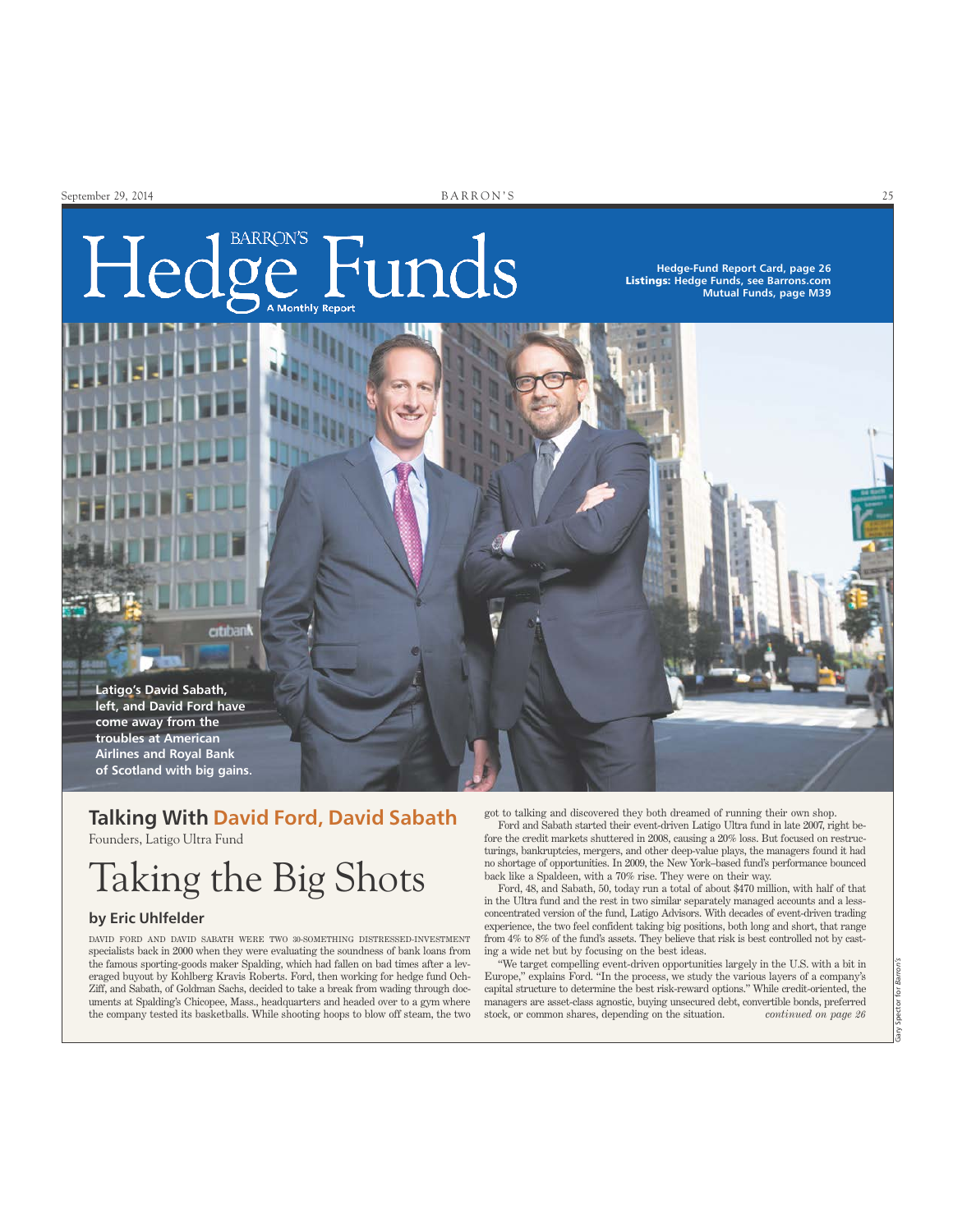# Barron's Hedge Funds

A Monthly Report

**Hedge-Fund Report Card, page 26**
**Listings: Hedge Funds, see Barrons.com**
**Mutual Funds, page M39**

Latigo's David Sabath, left, and David Ford have come away from the troubles at American Airlines and Royal Bank of Scotland with big gains.

Gary Spector for *Barron's*

## Talking With David Ford, David Sabath

Founders, Latigo Ultra Fund

# Taking the Big Shots

### by Eric Uhlfelder

DAVID FORD AND DAVID SABATH WERE TWO 30-SOMETHING DISTRESSED-INVESTMENT specialists back in 2000 when they were evaluating the soundness of bank loans from the famous sporting-goods maker Spalding, which had fallen on bad times after a leveraged buyout by Kohlberg Kravis Roberts. Ford, then working for hedge fund Och-Ziff, and Sabath, of Goldman Sachs, decided to take a break from wading through documents at Spalding's Chicopee, Mass., headquarters and headed over to a gym where the company tested its basketballs. While shooting hoops to blow off steam, the two got to talking and discovered they both dreamed of running their own shop.

Ford and Sabath started their event-driven Latigo Ultra fund in late 2007, right before the credit markets shuttered in 2008, causing a 20% loss. But focused on restructurings, bankruptcies, mergers, and other deep-value plays, the managers found it had no shortage of opportunities. In 2009, the New York–based fund's performance bounced back like a Spaldeen, with a 70% rise. They were on their way.

Ford, 48, and Sabath, 50, today run a total of about $470 million, with half of that in the Ultra fund and the rest in two similar separately managed accounts and a less-concentrated version of the fund, Latigo Advisors. With decades of event-driven trading experience, the two feel confident taking big positions, both long and short, that range from 4% to 8% of the fund's assets. They believe that risk is best controlled not by casting a wide net but by focusing on the best ideas.

"We target compelling event-driven opportunities largely in the U.S. with a bit in Europe," explains Ford. "In the process, we study the various layers of a company's capital structure to determine the best risk-reward options." While credit-oriented, the managers are asset-class agnostic, buying unsecured debt, convertible bonds, preferred stock, or common shares, depending on the situation. *continued on page 26*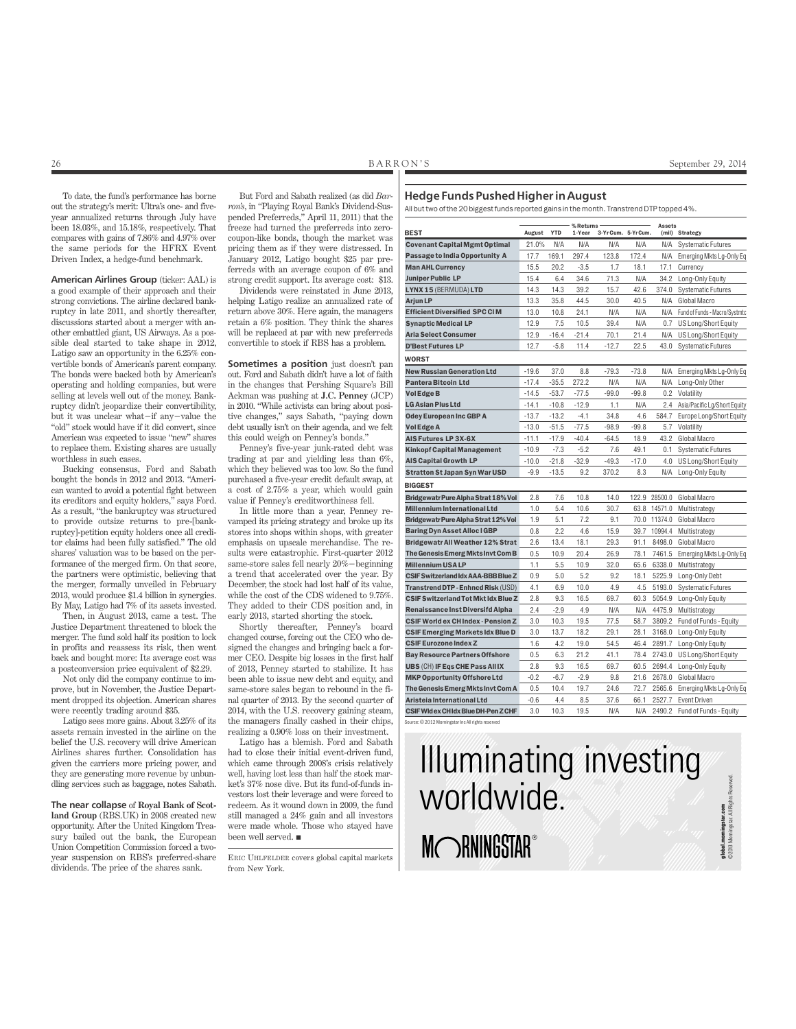To date, the fund's performance has borne out the strategy's merit: Ultra's one- and five-year annualized returns through July have been 18.03%, and 15.18%, respectively. That compares with gains of 7.86% and 4.97% over the same periods for the HFRX Event Driven Index, a hedge-fund benchmark.

**American Airlines Group** (ticker: AAL) is a good example of their approach and their strong convictions. The airline declared bankruptcy in late 2011, and shortly thereafter, discussions started about a merger with another embattled giant, US Airways. As a possible deal started to take shape in 2012, Latigo saw an opportunity in the 6.25% convertible bonds of American's parent company. The bonds were backed both by American's operating and holding companies, but were selling at levels well out of the money. Bankruptcy didn't jeopardize their convertibility, but it was unclear what—if any—value the "old" stock would have if it did convert, since American was expected to issue "new" shares to replace them. Existing shares are usually worthless in such cases.

Bucking consensus, Ford and Sabath bought the bonds in 2012 and 2013. "American wanted to avoid a potential fight between its creditors and equity holders," says Ford. As a result, "the bankruptcy was structured to provide outsize returns to pre-[bankruptcy]-petition equity holders once all creditor claims had been fully satisfied." The old shares' valuation was to be based on the performance of the merged firm. On that score, the partners were optimistic, believing that the merger, formally unveiled in February 2013, would produce $1.4 billion in synergies. By May, Latigo had 7% of its assets invested.

Then, in August 2013, came a test. The Justice Department threatened to block the merger. The fund sold half its position to lock in profits and reassess its risk, then went back and bought more: Its average cost was a postconversion price equivalent of $2.29.

Not only did the company continue to improve, but in November, the Justice Department dropped its objection. American shares were recently trading around $35.

Latigo sees more gains. About 3.25% of its assets remain invested in the airline on the belief the U.S. recovery will drive American Airlines shares further. Consolidation has given the carriers more pricing power, and they are generating more revenue by unbundling services such as baggage, notes Sabath.

**The near collapse** of **Royal Bank of Scotland Group** (RBS.UK) in 2008 created new opportunity. After the United Kingdom Treasury bailed out the bank, the European Union Competition Commission forced a two-year suspension on RBS's preferred-share dividends. The price of the shares sank.

But Ford and Sabath realized (as did *Barron's*, in "Playing Royal Bank's Dividend-Suspended Preferreds," April 11, 2011) that the freeze had turned the preferreds into zero-coupon-like bonds, though the market was pricing them as if they were distressed. In January 2012, Latigo bought $25 par preferreds with an average coupon of 6% and strong credit support. Its average cost: $13.

Dividends were reinstated in June 2013, helping Latigo realize an annualized rate of return above 30%. Here again, the managers retain a 6% position. They think the shares will be replaced at par with new preferreds convertible to stock if RBS has a problem.

**Sometimes a position** just doesn't pan out. Ford and Sabath didn't have a lot of faith in the changes that Pershing Square's Bill Ackman was pushing at **J.C. Penney** (JCP) in 2010. "While activists can bring about positive changes," says Sabath, "paying down debt usually isn't on their agenda, and we felt this could weigh on Penney's bonds."

Penney's five-year junk-rated debt was trading at par and yielding less than 6%, which they believed was too low. So the fund purchased a five-year credit default swap, at a cost of 2.75% a year, which would gain value if Penney's creditworthiness fell.

In little more than a year, Penney revamped its pricing strategy and broke up its stores into shops within shops, with greater emphasis on upscale merchandise. The results were catastrophic. First-quarter 2012 same-store sales fell nearly 20%—beginning a trend that accelerated over the year. By December, the stock had lost half of its value, while the cost of the CDS widened to 9.75%. They added to their CDS position and, in early 2013, started shorting the stock.

Shortly thereafter, Penney's board changed course, forcing out the CEO who designed the changes and bringing back a former CEO. Despite big losses in the first half of 2013, Penney started to stabilize. It has been able to issue new debt and equity, and same-store sales began to rebound in the final quarter of 2013. By the second quarter of 2014, with the U.S. recovery gaining steam, the managers finally cashed in their chips, realizing a 0.90% loss on their investment.

Latigo has a blemish. Ford and Sabath had to close their initial event-driven fund, which came through 2008's crisis relatively well, having lost less than half the stock market's 37% nose dive. But its fund-of-funds investors lost their leverage and were forced to redeem. As it wound down in 2009, the fund still managed a 24% gain and all investors were made whole. Those who stayed have been well served. ■

ERIC UHLFELDER covers global capital markets from New York.

## Hedge Funds Pushed Higher in August

All but two of the 20 biggest funds reported gains in the month. Transtrend DTP topped 4%.

| | % Returns | | | | | Assets | |
|---|---|---|---|---|---|---|---|
| **BEST** | August | YTD | 1-Year | 3-Yr Cum. | 5-Yr Cum. | (mil) | Strategy |
| Covenant Capital Mgmt Optimal | 21.0% | N/A | N/A | N/A | N/A | N/A | Systematic Futures |
| Passage to India Opportunity A | 17.7 | 169.1 | 297.4 | 123.8 | 172.4 | N/A | Emerging Mkts Lg-Only Eq |
| Man AHL Currency | 15.5 | 20.2 | -3.5 | 1.7 | 18.1 | 17.1 | Currency |
| Juniper Public LP | 15.4 | 6.4 | 34.6 | 71.3 | N/A | 34.2 | Long-Only Equity |
| LYNX 1.5 (BERMUDA) LTD | 14.3 | 14.3 | 39.2 | 15.7 | 42.6 | 374.0 | Systematic Futures |
| Arjun LP | 13.3 | 35.8 | 44.5 | 30.0 | 40.5 | N/A | Global Macro |
| Efficient Diversified SPC CI M | 13.0 | 10.8 | 24.1 | N/A | N/A | N/A | Fund of Funds - Macro/Systmtc |
| Synaptic Medical LP | 12.9 | 7.5 | 10.5 | 39.4 | N/A | 0.7 | US Long/Short Equity |
| Aria Select Consumer | 12.9 | -16.4 | -21.4 | 70.1 | 21.4 | N/A | US Long/Short Equity |
| D'Best Futures LP | 12.7 | -5.8 | 11.4 | -12.7 | 22.5 | 43.0 | Systematic Futures |
| **WORST** | | | | | | | |
| New Russian Generation Ltd | -19.6 | 37.0 | 8.8 | -79.3 | -73.8 | N/A | Emerging Mkts Lg-Only Eq |
| Pantera Bitcoin Ltd | -17.4 | -35.5 | 272.2 | N/A | N/A | N/A | Long-Only Other |
| Vol Edge B | -14.5 | -53.7 | -77.5 | -99.0 | -99.8 | 0.2 | Volatility |
| LG Asian Plus Ltd | -14.1 | -10.8 | -12.9 | 1.1 | N/A | 2.4 | Asia/Pacific Lg/Short Equity |
| Odey European Inc GBP A | -13.7 | -13.2 | -4.1 | 34.8 | 4.6 | 584.7 | Europe Long/Short Equity |
| Vol Edge A | -13.0 | -51.5 | -77.5 | -98.9 | -99.8 | 5.7 | Volatility |
| AIS Futures LP 3X-6X | -11.1 | -17.9 | -40.4 | -64.5 | 18.9 | 43.2 | Global Macro |
| Kinkopf Capital Management | -10.9 | -7.3 | -5.2 | 7.6 | 49.1 | 0.1 | Systematic Futures |
| AIS Capital Growth LP | -10.0 | -21.8 | -32.9 | -49.3 | -17.0 | 4.0 | US Long/Short Equity |
| Stratton St Japan Syn War USD | -9.9 | -13.5 | 9.2 | 370.2 | 8.3 | N/A | Long-Only Equity |
| **BIGGEST** | | | | | | | |
| Bridgewatr Pure Alpha Strat 18% Vol | 2.8 | 7.6 | 10.8 | 14.0 | 122.9 | 28500.0 | Global Macro |
| Millennium International Ltd | 1.0 | 5.4 | 10.6 | 30.7 | 63.8 | 14571.0 | Multistrategy |
| Bridgewatr Pure Alpha Strat 12% Vol | 1.9 | 5.1 | 7.2 | 9.1 | 70.0 | 11374.0 | Global Macro |
| Baring Dyn Asset Alloc I GBP | 0.8 | 2.2 | 4.6 | 15.9 | 39.7 | 10994.4 | Multistrategy |
| Bridgewatr All Weather 12% Strat | 2.6 | 13.4 | 18.1 | 29.3 | 91.1 | 8498.0 | Global Macro |
| The Genesis Emerg Mkts Invt Com B | 0.5 | 10.9 | 20.4 | 26.9 | 78.1 | 7461.5 | Emerging Mkts Lg-Only Eq |
| Millennium USA LP | 1.1 | 5.5 | 10.9 | 32.0 | 65.6 | 6338.0 | Multistrategy |
| CSIF Switzerland Idx AAA-BBB Blue Z | 0.9 | 5.0 | 5.2 | 9.2 | 18.1 | 5225.9 | Long-Only Debt |
| Transtrend DTP - Enhncd Risk (USD) | 4.1 | 6.9 | 10.0 | 4.9 | 4.5 | 5193.0 | Systematic Futures |
| CSIF Switzerland Tot Mkt Idx Blue Z | 2.8 | 9.3 | 16.5 | 69.7 | 60.3 | 5054.9 | Long-Only Equity |
| Renaissance Inst Diversifd Alpha | 2.4 | -2.9 | 4.9 | N/A | N/A | 4475.9 | Multistrategy |
| CSIF World ex CH Index - Pension Z | 3.0 | 10.3 | 19.5 | 77.5 | 58.7 | 3809.2 | Fund of Funds - Equity |
| CSIF Emerging Markets Idx Blue D | 3.0 | 13.7 | 18.2 | 29.1 | 28.1 | 3168.0 | Long-Only Equity |
| CSIF Eurozone Index Z | 1.6 | 4.2 | 19.0 | 54.5 | 46.4 | 2891.7 | Long-Only Equity |
| Bay Resource Partners Offshore | 0.5 | 6.3 | 21.2 | 41.1 | 78.4 | 2743.0 | US Long/Short Equity |
| UBS (CH) IF Eqs CHE Pass All IX | 2.8 | 9.3 | 16.5 | 69.7 | 60.5 | 2694.4 | Long-Only Equity |
| MKP Opportunity Offshore Ltd | -0.2 | -6.7 | -2.9 | 9.8 | 21.6 | 2678.0 | Global Macro |
| The Genesis Emerg Mkts Invt Com A | 0.5 | 10.4 | 19.7 | 24.6 | 72.7 | 2565.6 | Emerging Mkts Lg-Only Eq |
| Aristeia International Ltd | -0.6 | 4.4 | 8.5 | 37.6 | 66.1 | 2527.7 | Event Driven |
| CSIF Wld ex CH Idx Blue DH-Pen Z CHF | 3.0 | 10.3 | 19.5 | N/A | N/A | 2490.2 | Fund of Funds - Equity |

Source: © 2012 Morningstar Inc All rights reserved

Illuminating investing worldwide.

MORNINGSTAR®

global.morningstar.com
©2013 Morningstar. All Rights Reserved.